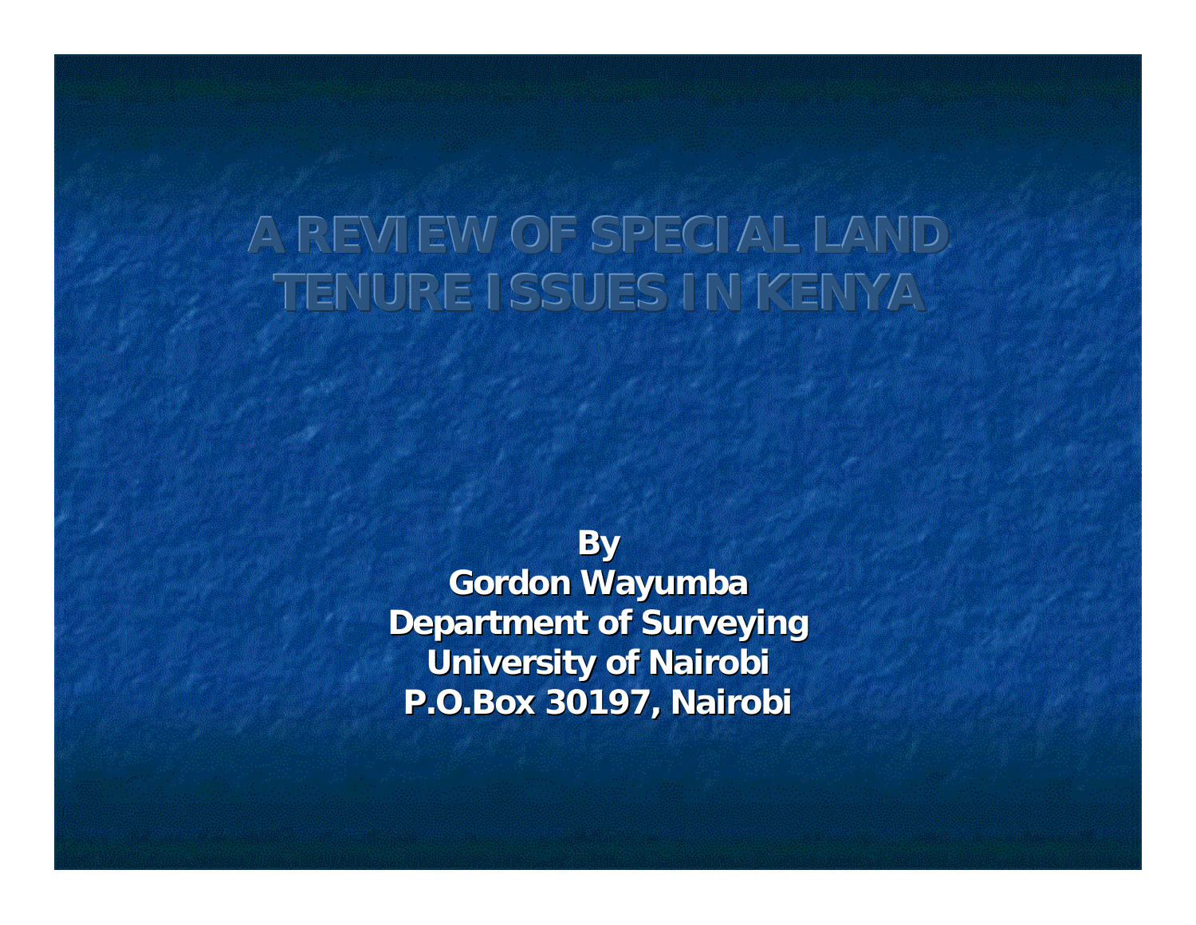# A REVIEW OF SPECIAL LAND TENURE ISSUES IN KENYA

**By**
**Gordon Wayumba**
**Department of Surveying**
**University of Nairobi**
**P.O.Box 30197, Nairobi**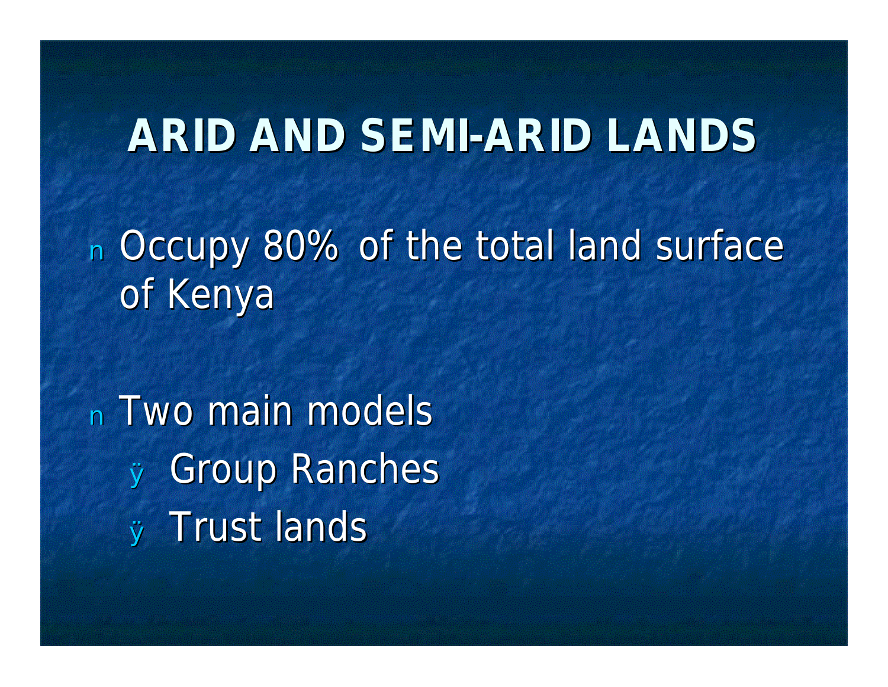# ARID AND SEMI-ARID LANDS

- Occupy 80% of the total land surface of Kenya

- Two main models
  - Group Ranches
  - Trust lands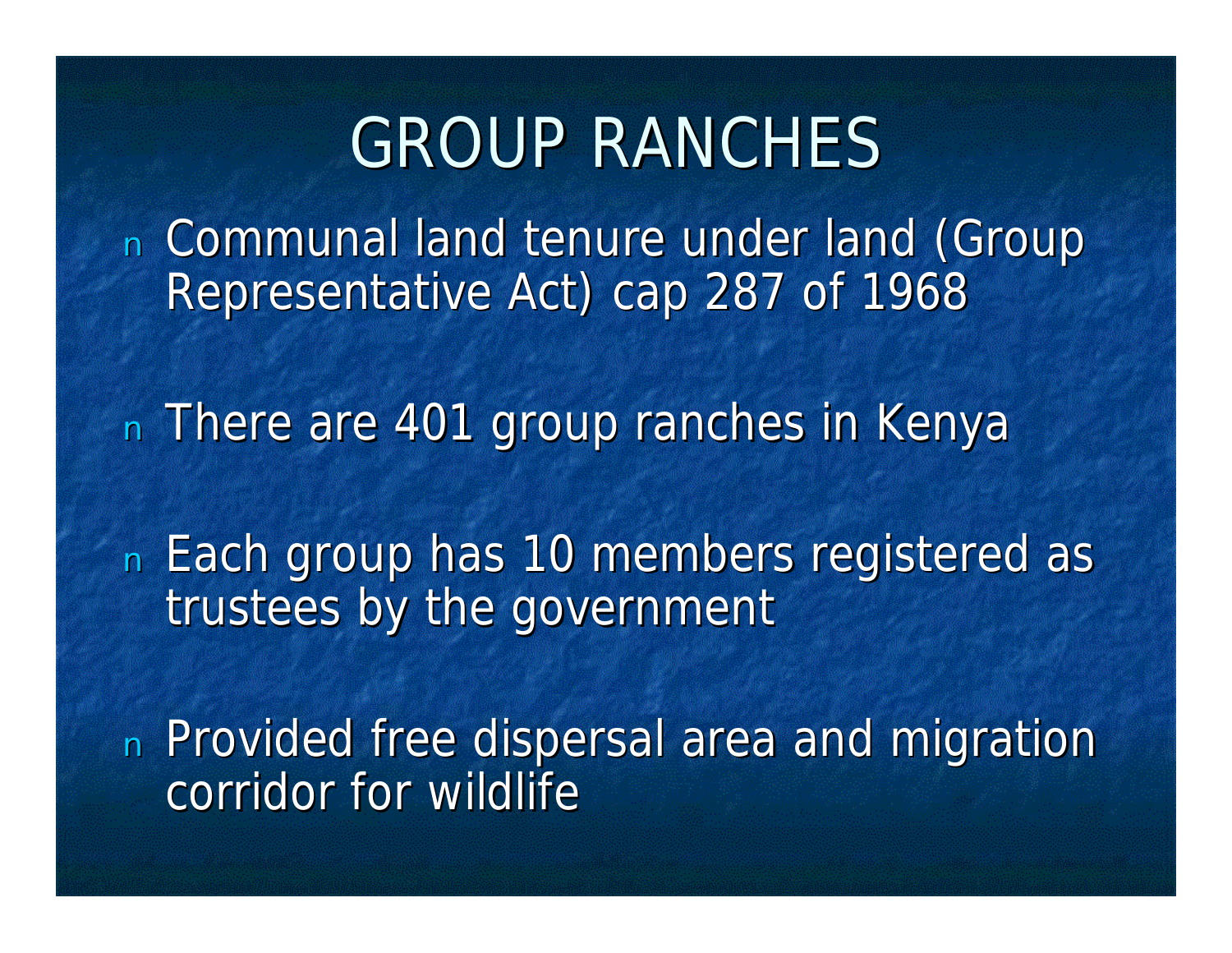# GROUP RANCHES

- Communal land tenure under land (Group Representative Act) cap 287 of 1968
- There are 401 group ranches in Kenya
- Each group has 10 members registered as trustees by the government
- Provided free dispersal area and migration corridor for wildlife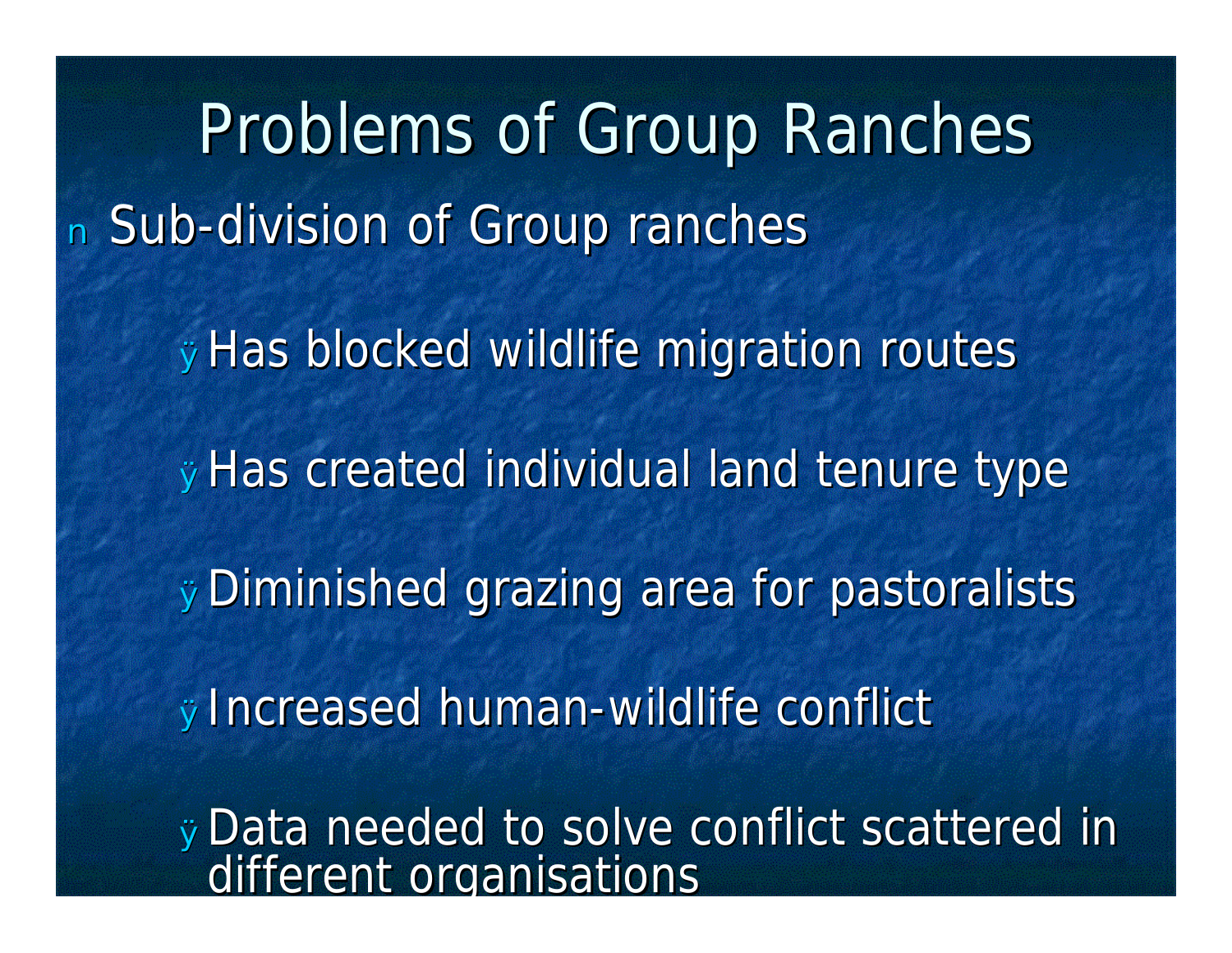# Problems of Group Ranches

- Sub-division of Group ranches
  - Has blocked wildlife migration routes
  - Has created individual land tenure type
  - Diminished grazing area for pastoralists
  - Increased human-wildlife conflict
  - Data needed to solve conflict scattered in different organisations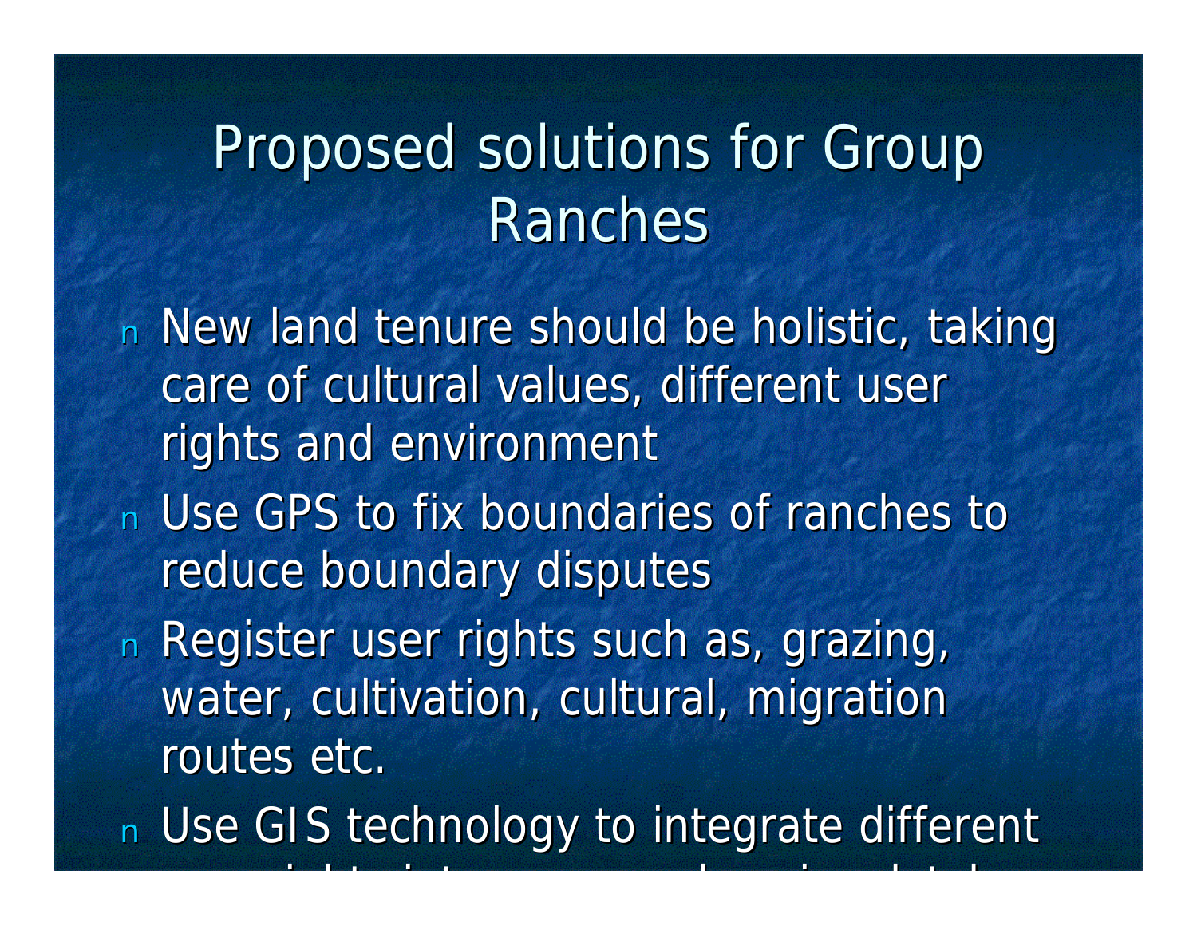# Proposed solutions for Group Ranches

- New land tenure should be holistic, taking care of cultural values, different user rights and environment
- Use GPS to fix boundaries of ranches to reduce boundary disputes
- Register user rights such as, grazing, water, cultivation, cultural, migration routes etc.
- Use GIS technology to integrate different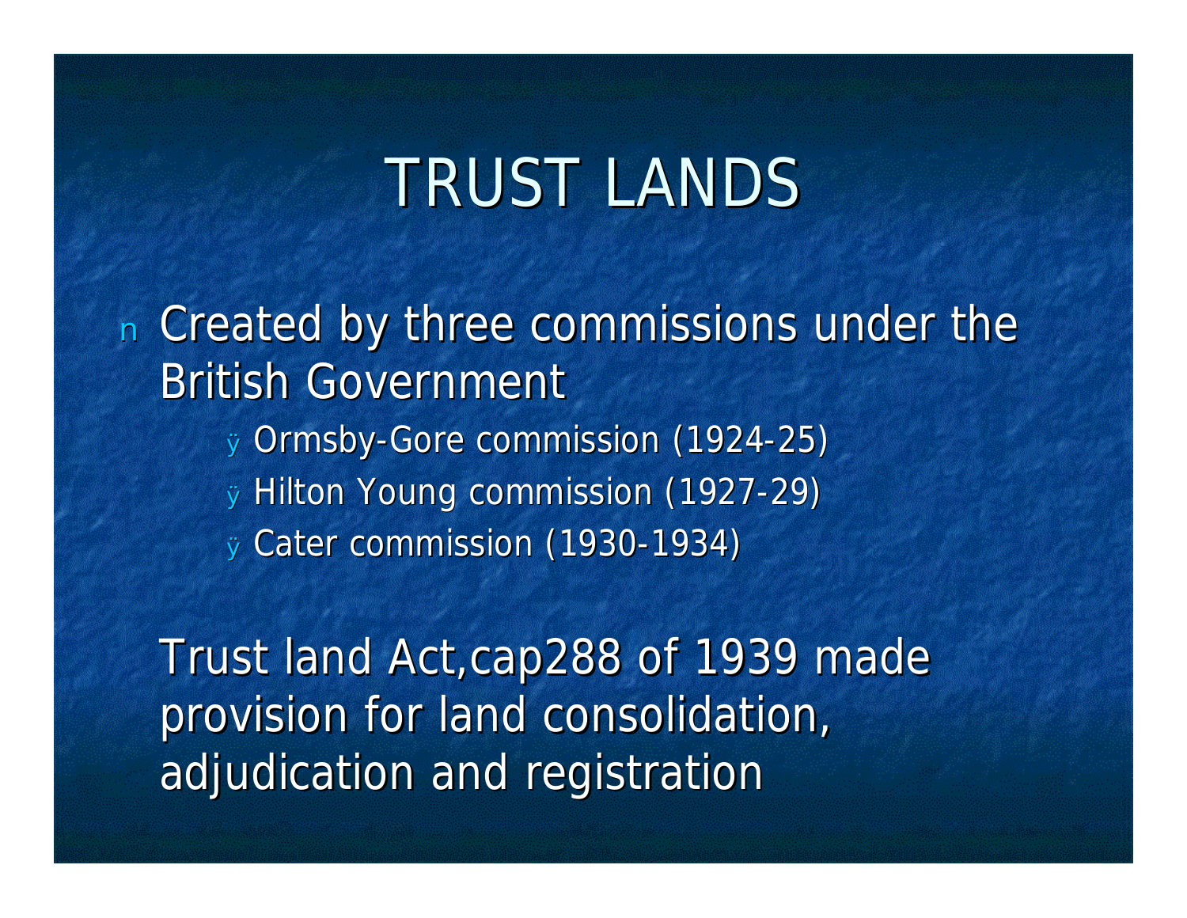# TRUST LANDS

- Created by three commissions under the British Government
  - Ormsby-Gore commission (1924-25)
  - Hilton Young commission (1927-29)
  - Cater commission (1930-1934)

Trust land Act,cap288 of 1939 made provision for land consolidation, adjudication and registration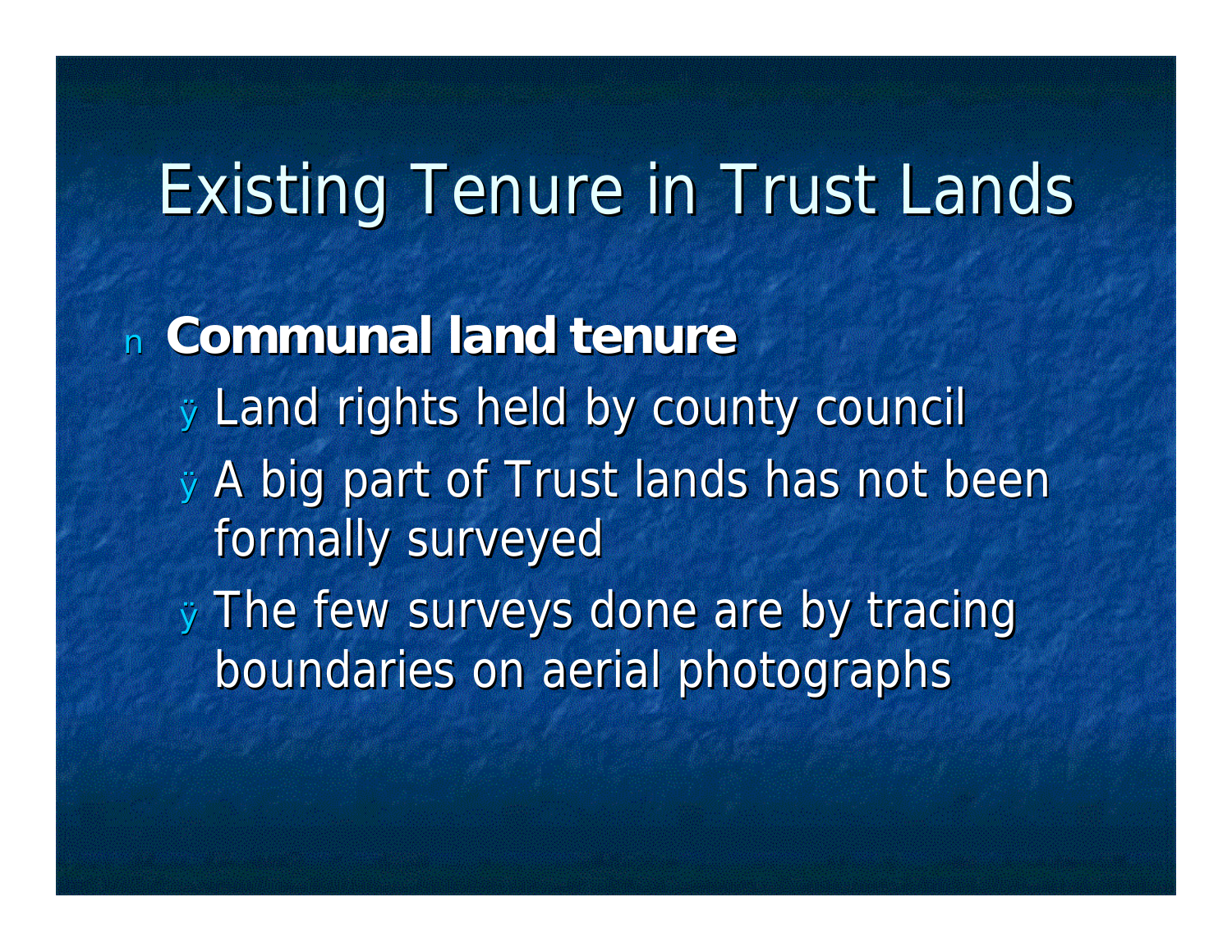# Existing Tenure in Trust Lands

- **Communal land tenure**
  - Land rights held by county council
  - A big part of Trust lands has not been formally surveyed
  - The few surveys done are by tracing boundaries on aerial photographs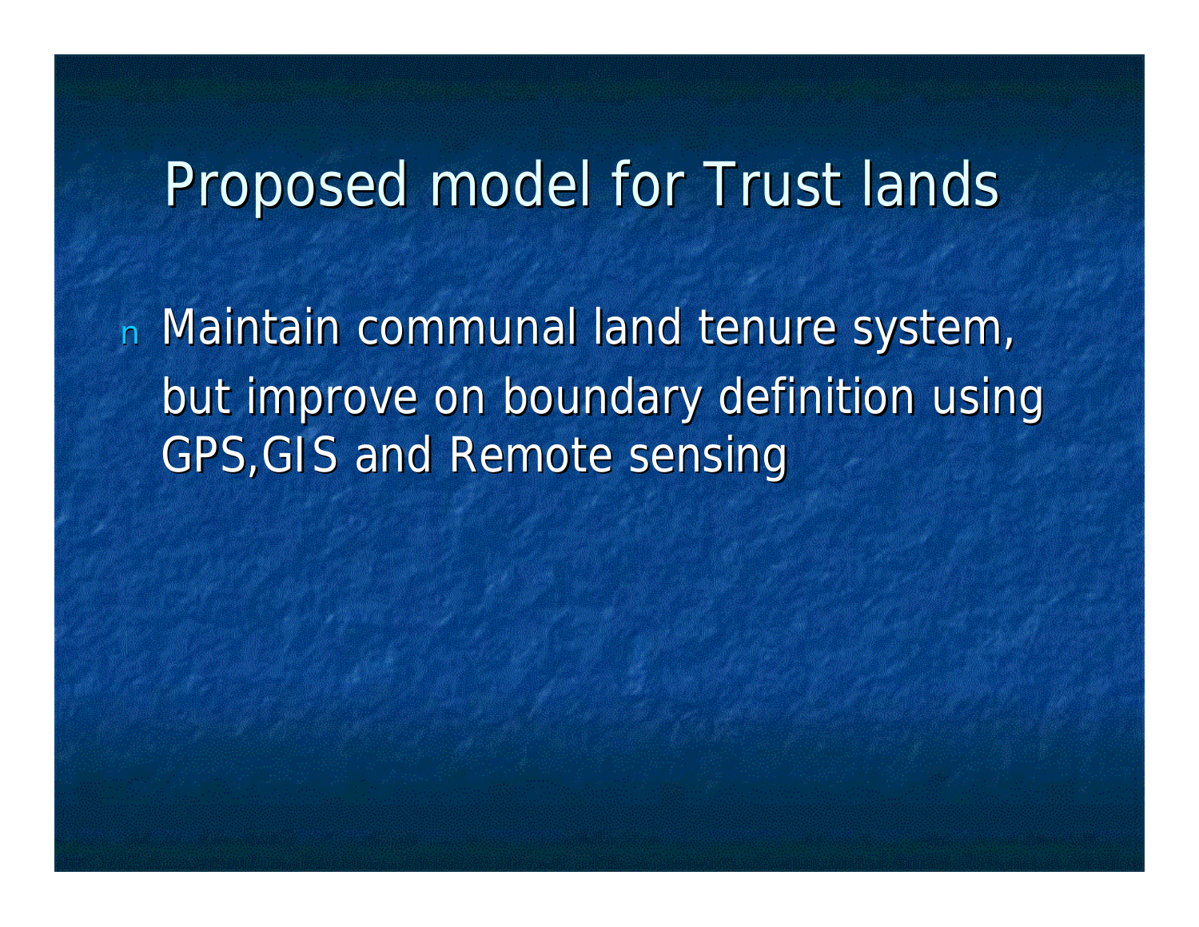# Proposed model for Trust lands

- Maintain communal land tenure system, but improve on boundary definition using GPS,GIS and Remote sensing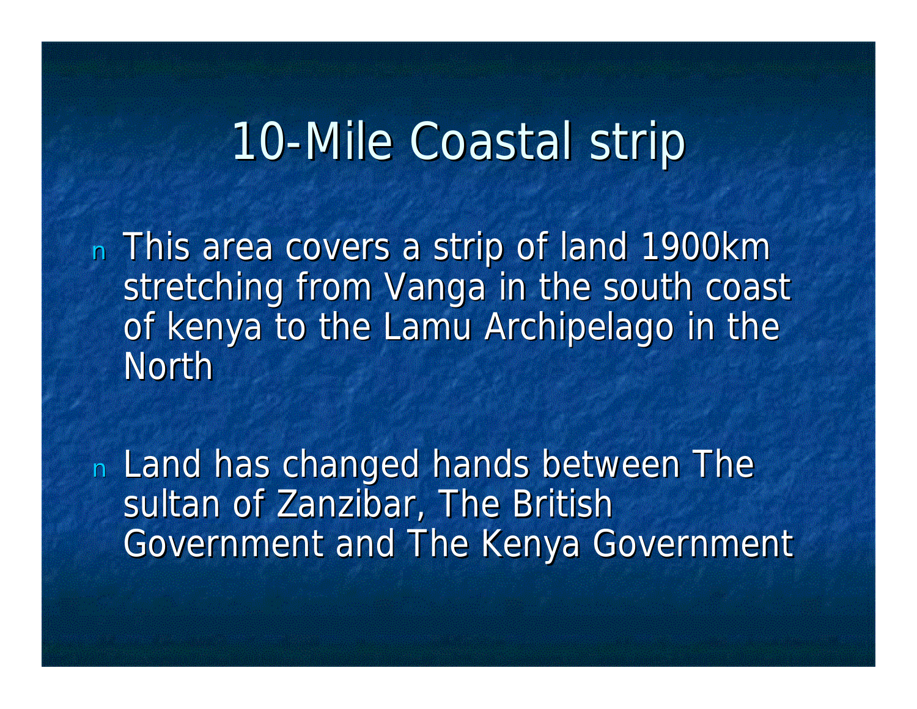# 10-Mile Coastal strip

- This area covers a strip of land 1900km stretching from Vanga in the south coast of kenya to the Lamu Archipelago in the North

- Land has changed hands between The sultan of Zanzibar, The British Government and The Kenya Government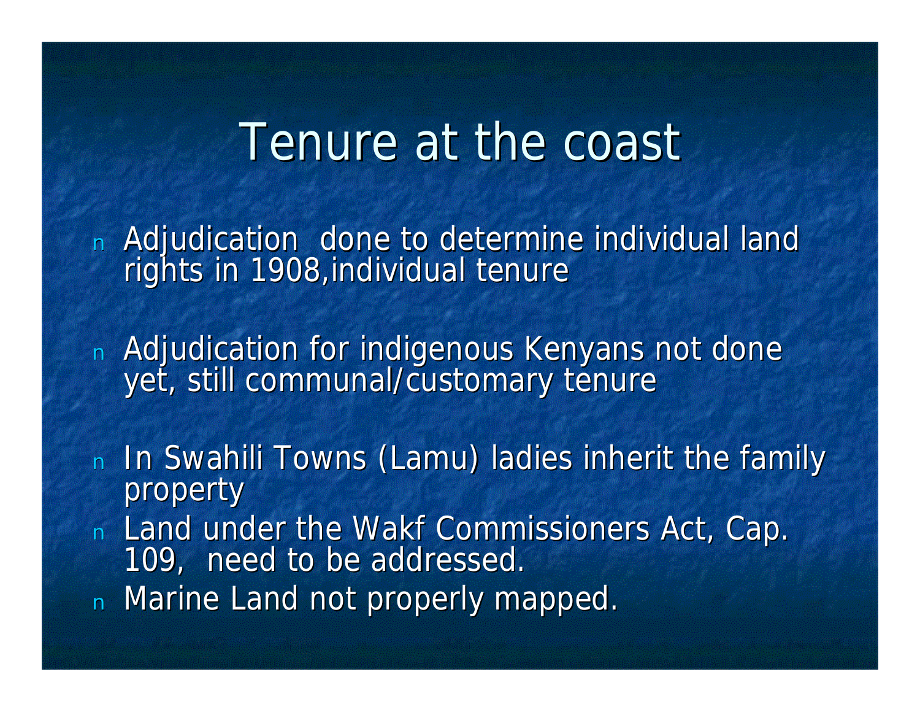# Tenure at the coast

- Adjudication done to determine individual land rights in 1908,individual tenure
- Adjudication for indigenous Kenyans not done yet, still communal/customary tenure
- In Swahili Towns (Lamu) ladies inherit the family property
- Land under the Wakf Commissioners Act, Cap. 109, need to be addressed.
- Marine Land not properly mapped.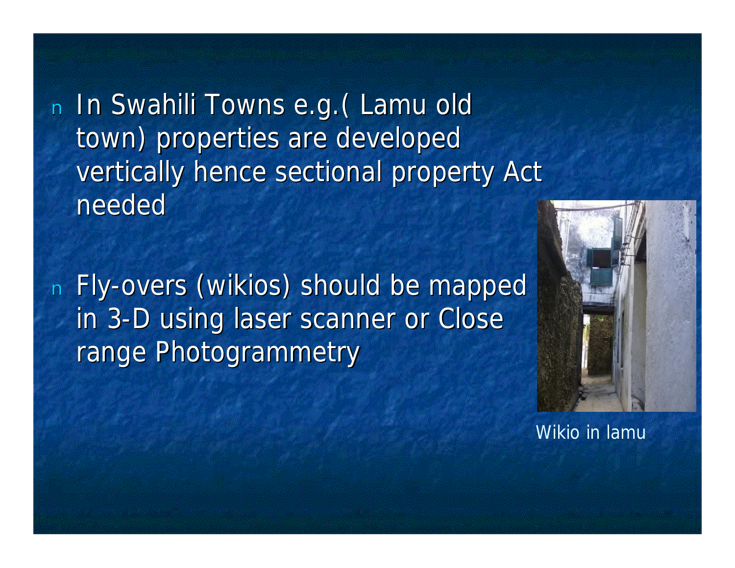- In Swahili Towns e.g.( Lamu old town) properties are developed vertically hence sectional property Act needed

- Fly-overs (wikios) should be mapped in 3-D using laser scanner or Close range Photogrammetry

Wikio in lamu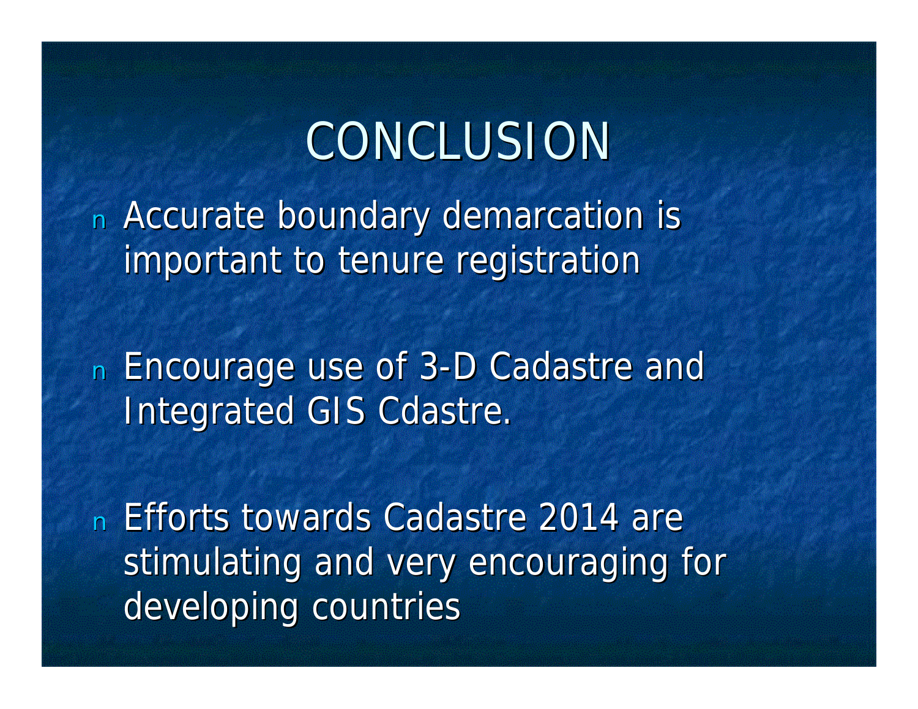# CONCLUSION

- Accurate boundary demarcation is important to tenure registration

- Encourage use of 3-D Cadastre and Integrated GIS Cdastre.

- Efforts towards Cadastre 2014 are stimulating and very encouraging for developing countries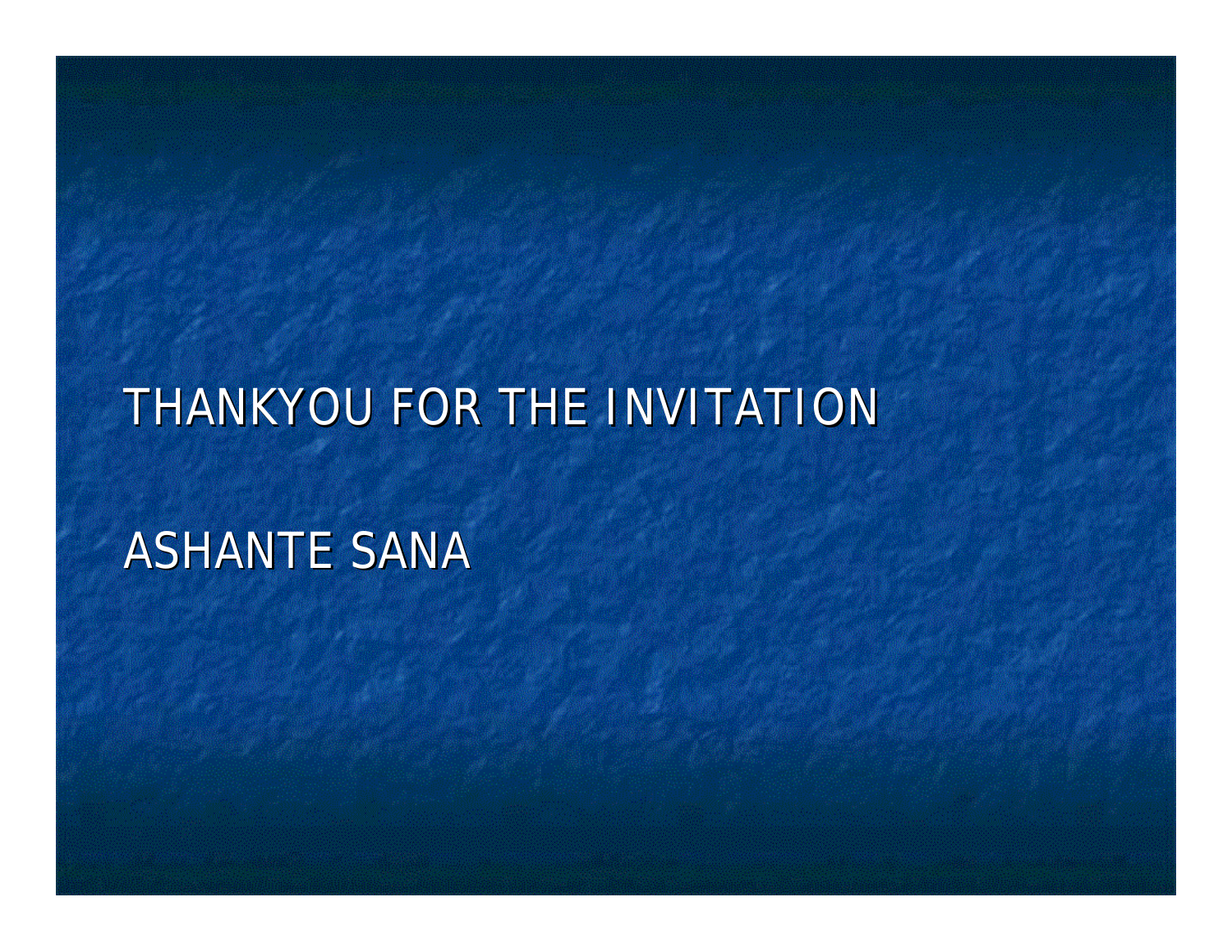THANKYOU FOR THE INVITATION

ASHANTE SANA